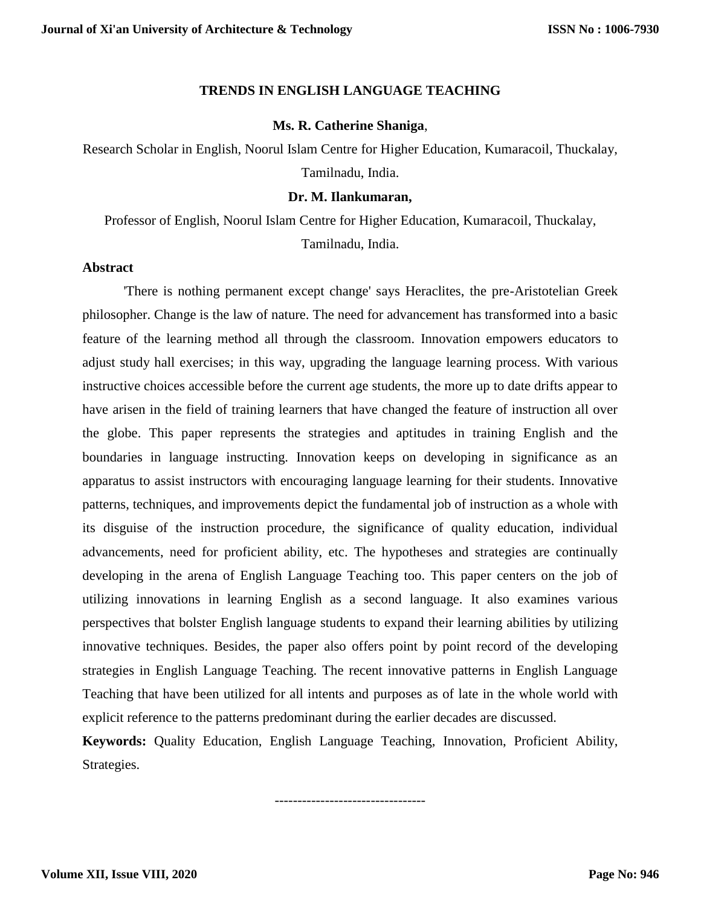# TRENDS IN ENGLISH LANGUAGE TEACHING

**Ms. R. Catherine Shaniga**,

Research Scholar in English, Noorul Islam Centre for Higher Education, Kumaracoil, Thuckalay, Tamilnadu, India.

**Dr. M. Ilankumaran,**

Professor of English, Noorul Islam Centre for Higher Education, Kumaracoil, Thuckalay, Tamilnadu, India.

## Abstract

'There is nothing permanent except change' says Heraclites, the pre-Aristotelian Greek philosopher. Change is the law of nature. The need for advancement has transformed into a basic feature of the learning method all through the classroom. Innovation empowers educators to adjust study hall exercises; in this way, upgrading the language learning process. With various instructive choices accessible before the current age students, the more up to date drifts appear to have arisen in the field of training learners that have changed the feature of instruction all over the globe. This paper represents the strategies and aptitudes in training English and the boundaries in language instructing. Innovation keeps on developing in significance as an apparatus to assist instructors with encouraging language learning for their students. Innovative patterns, techniques, and improvements depict the fundamental job of instruction as a whole with its disguise of the instruction procedure, the significance of quality education, individual advancements, need for proficient ability, etc. The hypotheses and strategies are continually developing in the arena of English Language Teaching too. This paper centers on the job of utilizing innovations in learning English as a second language. It also examines various perspectives that bolster English language students to expand their learning abilities by utilizing innovative techniques. Besides, the paper also offers point by point record of the developing strategies in English Language Teaching. The recent innovative patterns in English Language Teaching that have been utilized for all intents and purposes as of late in the whole world with explicit reference to the patterns predominant during the earlier decades are discussed.

**Keywords:** Quality Education, English Language Teaching, Innovation, Proficient Ability, Strategies.

---------------------------------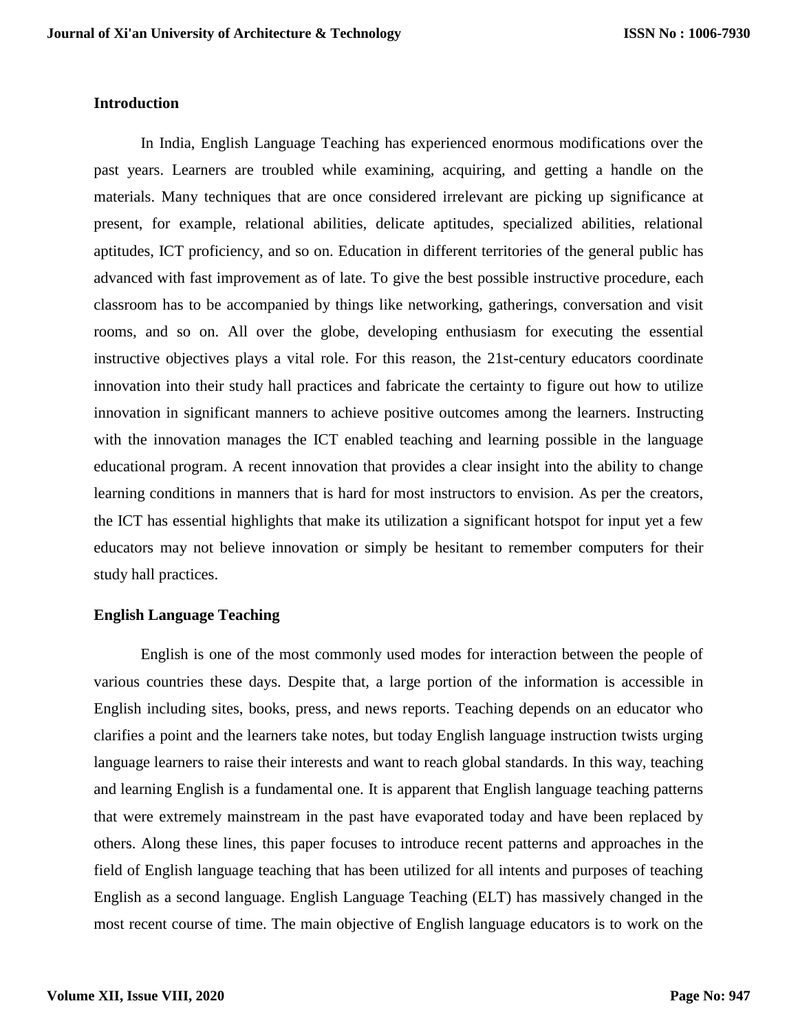## Introduction

In India, English Language Teaching has experienced enormous modifications over the past years. Learners are troubled while examining, acquiring, and getting a handle on the materials. Many techniques that are once considered irrelevant are picking up significance at present, for example, relational abilities, delicate aptitudes, specialized abilities, relational aptitudes, ICT proficiency, and so on. Education in different territories of the general public has advanced with fast improvement as of late. To give the best possible instructive procedure, each classroom has to be accompanied by things like networking, gatherings, conversation and visit rooms, and so on. All over the globe, developing enthusiasm for executing the essential instructive objectives plays a vital role. For this reason, the 21st-century educators coordinate innovation into their study hall practices and fabricate the certainty to figure out how to utilize innovation in significant manners to achieve positive outcomes among the learners. Instructing with the innovation manages the ICT enabled teaching and learning possible in the language educational program. A recent innovation that provides a clear insight into the ability to change learning conditions in manners that is hard for most instructors to envision. As per the creators, the ICT has essential highlights that make its utilization a significant hotspot for input yet a few educators may not believe innovation or simply be hesitant to remember computers for their study hall practices.

## English Language Teaching

English is one of the most commonly used modes for interaction between the people of various countries these days. Despite that, a large portion of the information is accessible in English including sites, books, press, and news reports. Teaching depends on an educator who clarifies a point and the learners take notes, but today English language instruction twists urging language learners to raise their interests and want to reach global standards. In this way, teaching and learning English is a fundamental one. It is apparent that English language teaching patterns that were extremely mainstream in the past have evaporated today and have been replaced by others. Along these lines, this paper focuses to introduce recent patterns and approaches in the field of English language teaching that has been utilized for all intents and purposes of teaching English as a second language. English Language Teaching (ELT) has massively changed in the most recent course of time. The main objective of English language educators is to work on the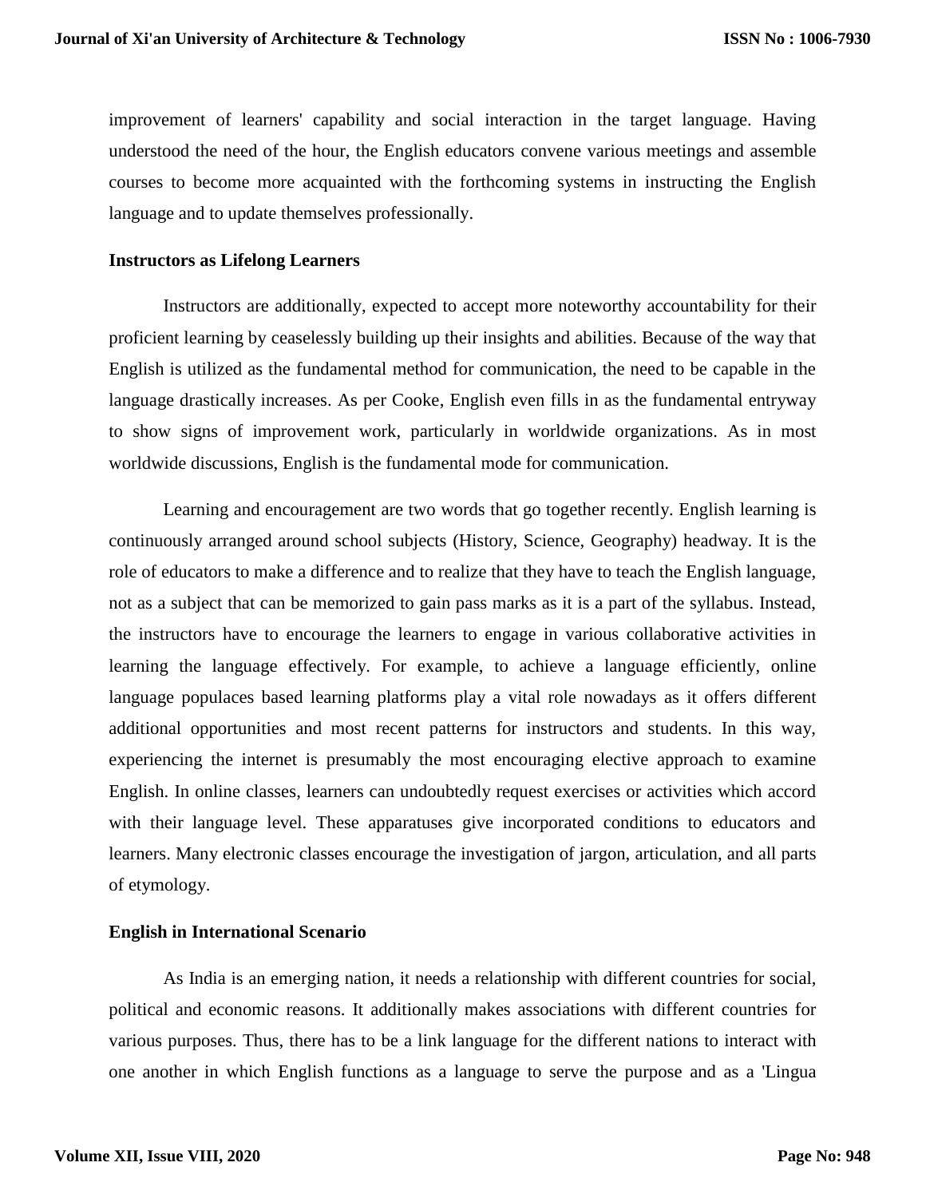improvement of learners' capability and social interaction in the target language. Having understood the need of the hour, the English educators convene various meetings and assemble courses to become more acquainted with the forthcoming systems in instructing the English language and to update themselves professionally.

**Instructors as Lifelong Learners**

Instructors are additionally, expected to accept more noteworthy accountability for their proficient learning by ceaselessly building up their insights and abilities. Because of the way that English is utilized as the fundamental method for communication, the need to be capable in the language drastically increases. As per Cooke, English even fills in as the fundamental entryway to show signs of improvement work, particularly in worldwide organizations. As in most worldwide discussions, English is the fundamental mode for communication.

Learning and encouragement are two words that go together recently. English learning is continuously arranged around school subjects (History, Science, Geography) headway. It is the role of educators to make a difference and to realize that they have to teach the English language, not as a subject that can be memorized to gain pass marks as it is a part of the syllabus. Instead, the instructors have to encourage the learners to engage in various collaborative activities in learning the language effectively. For example, to achieve a language efficiently, online language populaces based learning platforms play a vital role nowadays as it offers different additional opportunities and most recent patterns for instructors and students. In this way, experiencing the internet is presumably the most encouraging elective approach to examine English. In online classes, learners can undoubtedly request exercises or activities which accord with their language level. These apparatuses give incorporated conditions to educators and learners. Many electronic classes encourage the investigation of jargon, articulation, and all parts of etymology.

**English in International Scenario**

As India is an emerging nation, it needs a relationship with different countries for social, political and economic reasons. It additionally makes associations with different countries for various purposes. Thus, there has to be a link language for the different nations to interact with one another in which English functions as a language to serve the purpose and as a 'Lingua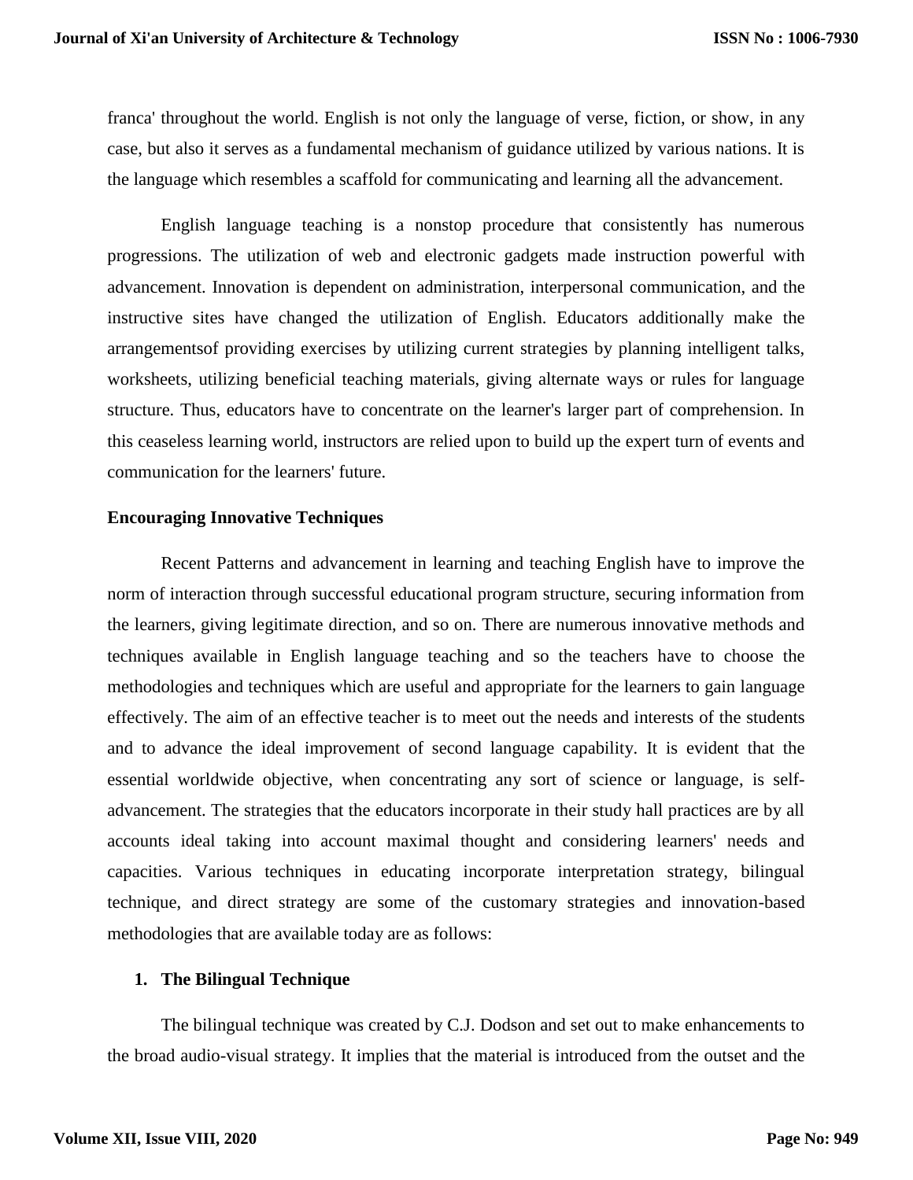franca' throughout the world. English is not only the language of verse, fiction, or show, in any case, but also it serves as a fundamental mechanism of guidance utilized by various nations. It is the language which resembles a scaffold for communicating and learning all the advancement.

English language teaching is a nonstop procedure that consistently has numerous progressions. The utilization of web and electronic gadgets made instruction powerful with advancement. Innovation is dependent on administration, interpersonal communication, and the instructive sites have changed the utilization of English. Educators additionally make the arrangementsof providing exercises by utilizing current strategies by planning intelligent talks, worksheets, utilizing beneficial teaching materials, giving alternate ways or rules for language structure. Thus, educators have to concentrate on the learner's larger part of comprehension. In this ceaseless learning world, instructors are relied upon to build up the expert turn of events and communication for the learners' future.

**Encouraging Innovative Techniques**

Recent Patterns and advancement in learning and teaching English have to improve the norm of interaction through successful educational program structure, securing information from the learners, giving legitimate direction, and so on. There are numerous innovative methods and techniques available in English language teaching and so the teachers have to choose the methodologies and techniques which are useful and appropriate for the learners to gain language effectively. The aim of an effective teacher is to meet out the needs and interests of the students and to advance the ideal improvement of second language capability. It is evident that the essential worldwide objective, when concentrating any sort of science or language, is self-advancement. The strategies that the educators incorporate in their study hall practices are by all accounts ideal taking into account maximal thought and considering learners' needs and capacities. Various techniques in educating incorporate interpretation strategy, bilingual technique, and direct strategy are some of the customary strategies and innovation-based methodologies that are available today are as follows:

1. **The Bilingual Technique**

The bilingual technique was created by C.J. Dodson and set out to make enhancements to the broad audio-visual strategy. It implies that the material is introduced from the outset and the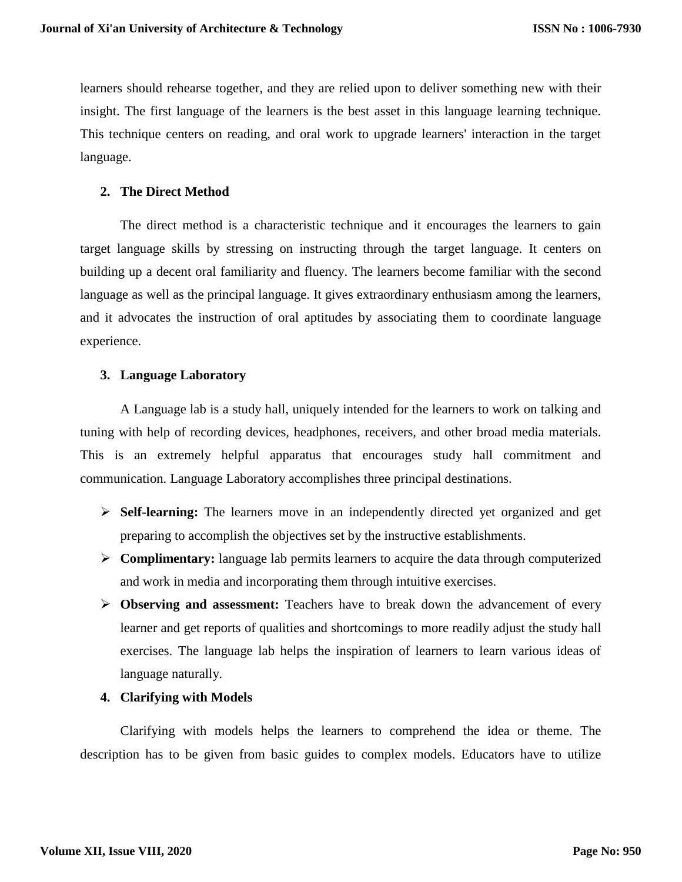learners should rehearse together, and they are relied upon to deliver something new with their insight. The first language of the learners is the best asset in this language learning technique. This technique centers on reading, and oral work to upgrade learners' interaction in the target language.

2. **The Direct Method**

The direct method is a characteristic technique and it encourages the learners to gain target language skills by stressing on instructing through the target language. It centers on building up a decent oral familiarity and fluency. The learners become familiar with the second language as well as the principal language. It gives extraordinary enthusiasm among the learners, and it advocates the instruction of oral aptitudes by associating them to coordinate language experience.

3. **Language Laboratory**

A Language lab is a study hall, uniquely intended for the learners to work on talking and tuning with help of recording devices, headphones, receivers, and other broad media materials. This is an extremely helpful apparatus that encourages study hall commitment and communication. Language Laboratory accomplishes three principal destinations.

- **Self-learning:** The learners move in an independently directed yet organized and get preparing to accomplish the objectives set by the instructive establishments.
- **Complimentary:** language lab permits learners to acquire the data through computerized and work in media and incorporating them through intuitive exercises.
- **Observing and assessment:** Teachers have to break down the advancement of every learner and get reports of qualities and shortcomings to more readily adjust the study hall exercises. The language lab helps the inspiration of learners to learn various ideas of language naturally.

4. **Clarifying with Models**

Clarifying with models helps the learners to comprehend the idea or theme. The description has to be given from basic guides to complex models. Educators have to utilize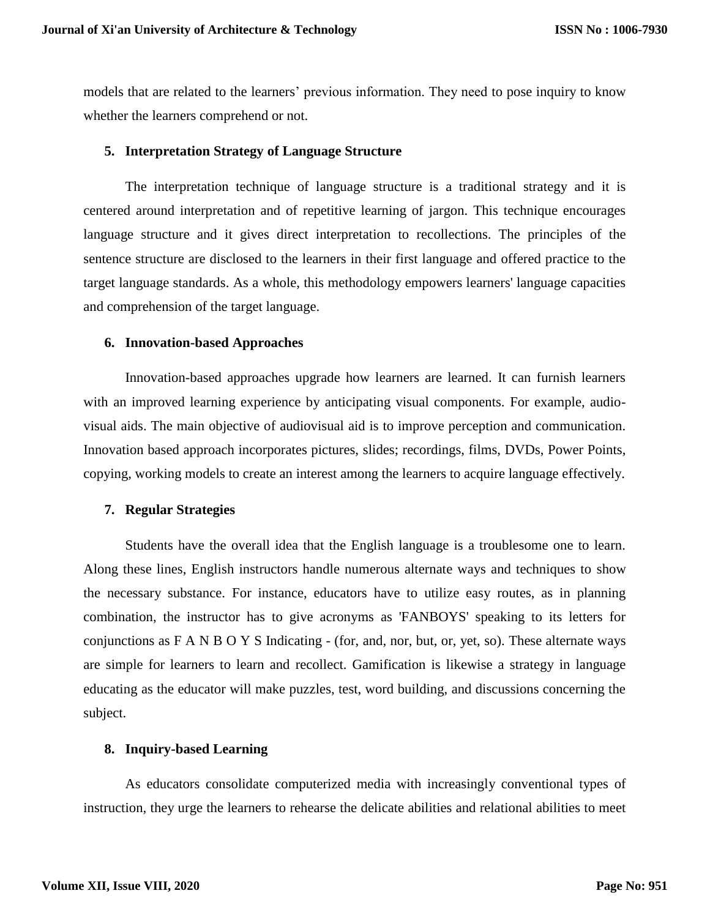models that are related to the learners' previous information. They need to pose inquiry to know whether the learners comprehend or not.

## 5. Interpretation Strategy of Language Structure

The interpretation technique of language structure is a traditional strategy and it is centered around interpretation and of repetitive learning of jargon. This technique encourages language structure and it gives direct interpretation to recollections. The principles of the sentence structure are disclosed to the learners in their first language and offered practice to the target language standards. As a whole, this methodology empowers learners' language capacities and comprehension of the target language.

## 6. Innovation-based Approaches

Innovation-based approaches upgrade how learners are learned. It can furnish learners with an improved learning experience by anticipating visual components. For example, audio-visual aids. The main objective of audiovisual aid is to improve perception and communication. Innovation based approach incorporates pictures, slides; recordings, films, DVDs, Power Points, copying, working models to create an interest among the learners to acquire language effectively.

## 7. Regular Strategies

Students have the overall idea that the English language is a troublesome one to learn. Along these lines, English instructors handle numerous alternate ways and techniques to show the necessary substance. For instance, educators have to utilize easy routes, as in planning combination, the instructor has to give acronyms as 'FANBOYS' speaking to its letters for conjunctions as F A N B O Y S Indicating - (for, and, nor, but, or, yet, so). These alternate ways are simple for learners to learn and recollect. Gamification is likewise a strategy in language educating as the educator will make puzzles, test, word building, and discussions concerning the subject.

## 8. Inquiry-based Learning

As educators consolidate computerized media with increasingly conventional types of instruction, they urge the learners to rehearse the delicate abilities and relational abilities to meet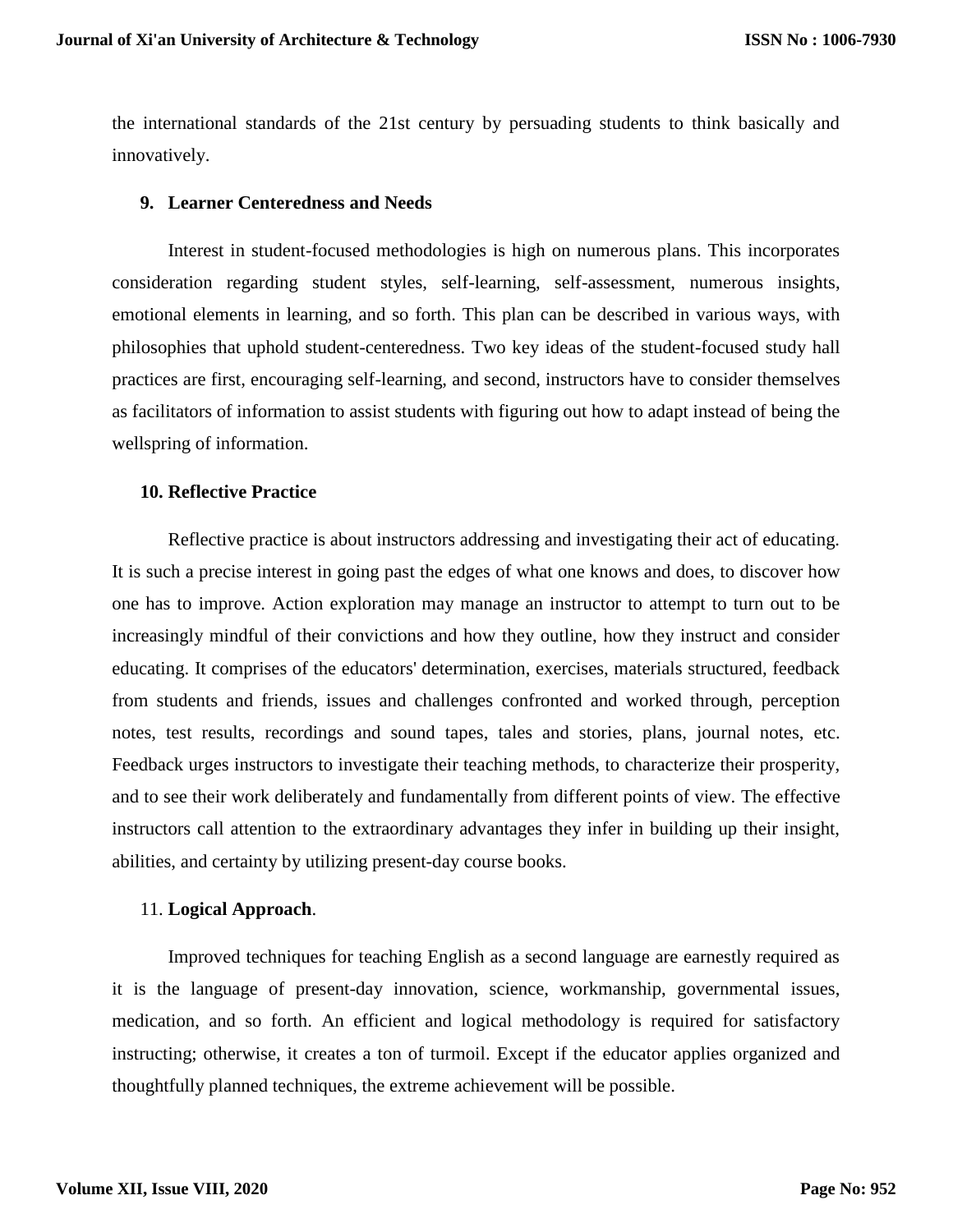the international standards of the 21st century by persuading students to think basically and innovatively.

## 9. Learner Centeredness and Needs

Interest in student-focused methodologies is high on numerous plans. This incorporates consideration regarding student styles, self-learning, self-assessment, numerous insights, emotional elements in learning, and so forth. This plan can be described in various ways, with philosophies that uphold student-centeredness. Two key ideas of the student-focused study hall practices are first, encouraging self-learning, and second, instructors have to consider themselves as facilitators of information to assist students with figuring out how to adapt instead of being the wellspring of information.

## 10. Reflective Practice

Reflective practice is about instructors addressing and investigating their act of educating. It is such a precise interest in going past the edges of what one knows and does, to discover how one has to improve. Action exploration may manage an instructor to attempt to turn out to be increasingly mindful of their convictions and how they outline, how they instruct and consider educating. It comprises of the educators' determination, exercises, materials structured, feedback from students and friends, issues and challenges confronted and worked through, perception notes, test results, recordings and sound tapes, tales and stories, plans, journal notes, etc. Feedback urges instructors to investigate their teaching methods, to characterize their prosperity, and to see their work deliberately and fundamentally from different points of view. The effective instructors call attention to the extraordinary advantages they infer in building up their insight, abilities, and certainty by utilizing present-day course books.

## 11. **Logical Approach**.

Improved techniques for teaching English as a second language are earnestly required as it is the language of present-day innovation, science, workmanship, governmental issues, medication, and so forth. An efficient and logical methodology is required for satisfactory instructing; otherwise, it creates a ton of turmoil. Except if the educator applies organized and thoughtfully planned techniques, the extreme achievement will be possible.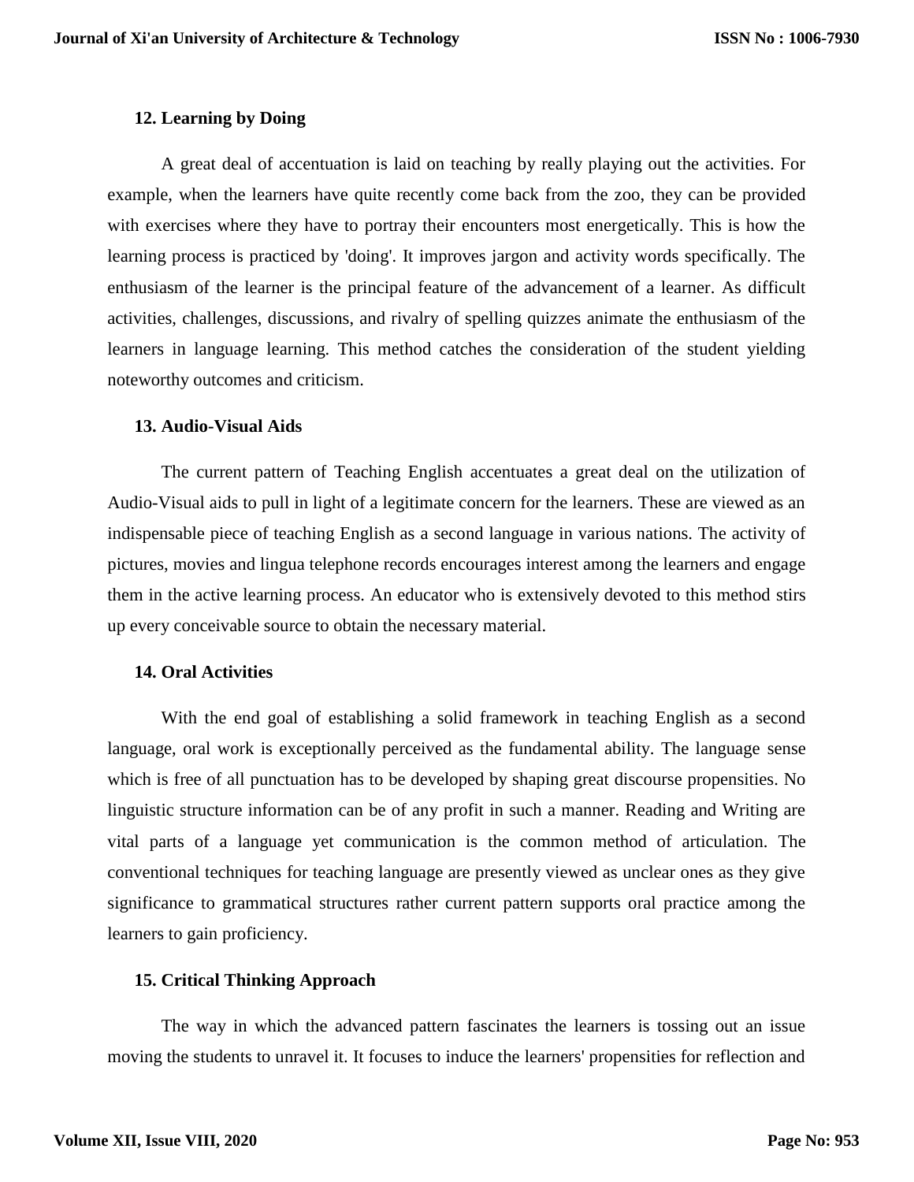### 12. Learning by Doing

A great deal of accentuation is laid on teaching by really playing out the activities. For example, when the learners have quite recently come back from the zoo, they can be provided with exercises where they have to portray their encounters most energetically. This is how the learning process is practiced by 'doing'. It improves jargon and activity words specifically. The enthusiasm of the learner is the principal feature of the advancement of a learner. As difficult activities, challenges, discussions, and rivalry of spelling quizzes animate the enthusiasm of the learners in language learning. This method catches the consideration of the student yielding noteworthy outcomes and criticism.

### 13. Audio-Visual Aids

The current pattern of Teaching English accentuates a great deal on the utilization of Audio-Visual aids to pull in light of a legitimate concern for the learners. These are viewed as an indispensable piece of teaching English as a second language in various nations. The activity of pictures, movies and lingua telephone records encourages interest among the learners and engage them in the active learning process. An educator who is extensively devoted to this method stirs up every conceivable source to obtain the necessary material.

### 14. Oral Activities

With the end goal of establishing a solid framework in teaching English as a second language, oral work is exceptionally perceived as the fundamental ability. The language sense which is free of all punctuation has to be developed by shaping great discourse propensities. No linguistic structure information can be of any profit in such a manner. Reading and Writing are vital parts of a language yet communication is the common method of articulation. The conventional techniques for teaching language are presently viewed as unclear ones as they give significance to grammatical structures rather current pattern supports oral practice among the learners to gain proficiency.

### 15. Critical Thinking Approach

The way in which the advanced pattern fascinates the learners is tossing out an issue moving the students to unravel it. It focuses to induce the learners' propensities for reflection and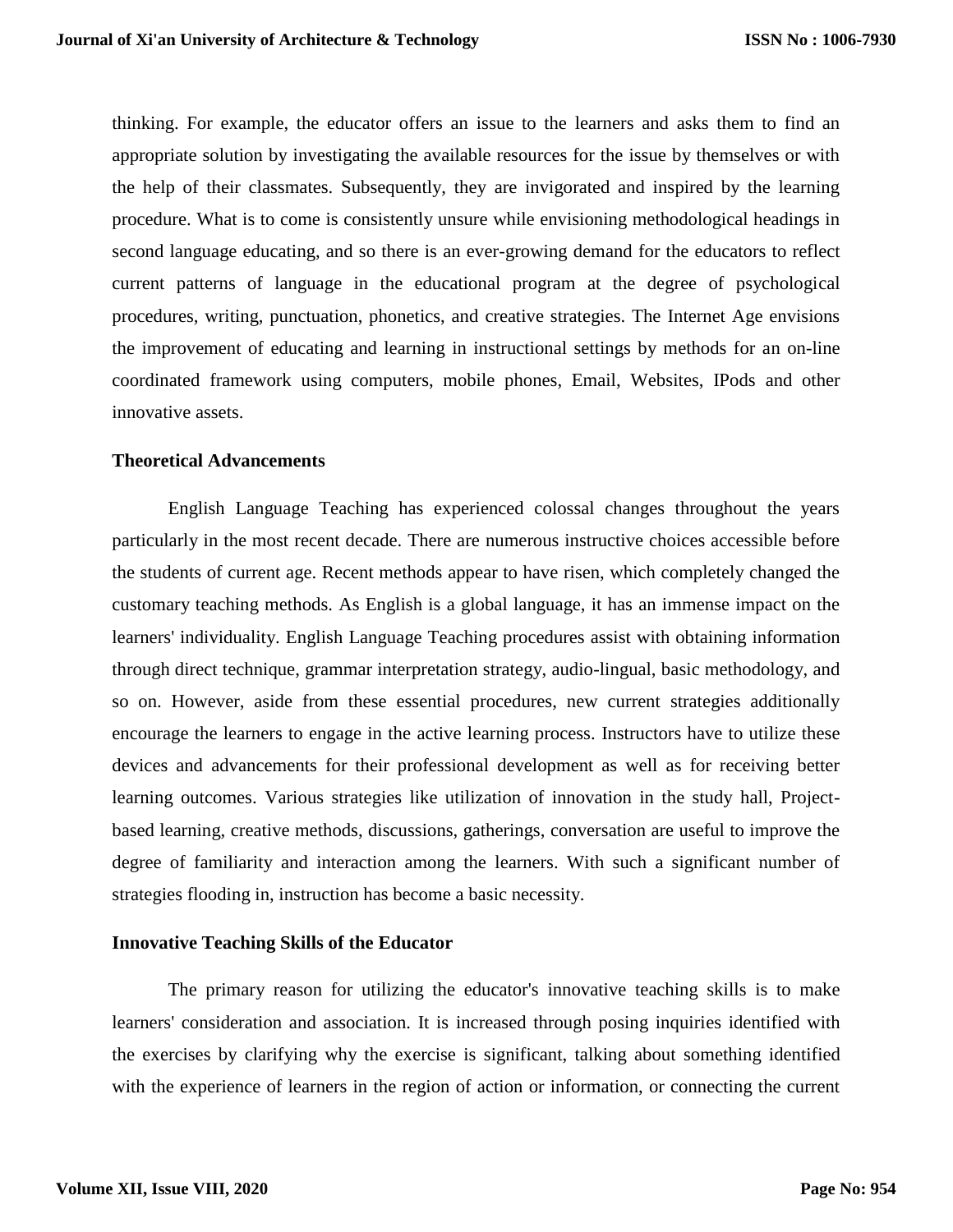thinking. For example, the educator offers an issue to the learners and asks them to find an appropriate solution by investigating the available resources for the issue by themselves or with the help of their classmates. Subsequently, they are invigorated and inspired by the learning procedure. What is to come is consistently unsure while envisioning methodological headings in second language educating, and so there is an ever-growing demand for the educators to reflect current patterns of language in the educational program at the degree of psychological procedures, writing, punctuation, phonetics, and creative strategies. The Internet Age envisions the improvement of educating and learning in instructional settings by methods for an on-line coordinated framework using computers, mobile phones, Email, Websites, IPods and other innovative assets.

## Theoretical Advancements

English Language Teaching has experienced colossal changes throughout the years particularly in the most recent decade. There are numerous instructive choices accessible before the students of current age. Recent methods appear to have risen, which completely changed the customary teaching methods. As English is a global language, it has an immense impact on the learners' individuality. English Language Teaching procedures assist with obtaining information through direct technique, grammar interpretation strategy, audio-lingual, basic methodology, and so on. However, aside from these essential procedures, new current strategies additionally encourage the learners to engage in the active learning process. Instructors have to utilize these devices and advancements for their professional development as well as for receiving better learning outcomes. Various strategies like utilization of innovation in the study hall, Project-based learning, creative methods, discussions, gatherings, conversation are useful to improve the degree of familiarity and interaction among the learners. With such a significant number of strategies flooding in, instruction has become a basic necessity.

## Innovative Teaching Skills of the Educator

The primary reason for utilizing the educator's innovative teaching skills is to make learners' consideration and association. It is increased through posing inquiries identified with the exercises by clarifying why the exercise is significant, talking about something identified with the experience of learners in the region of action or information, or connecting the current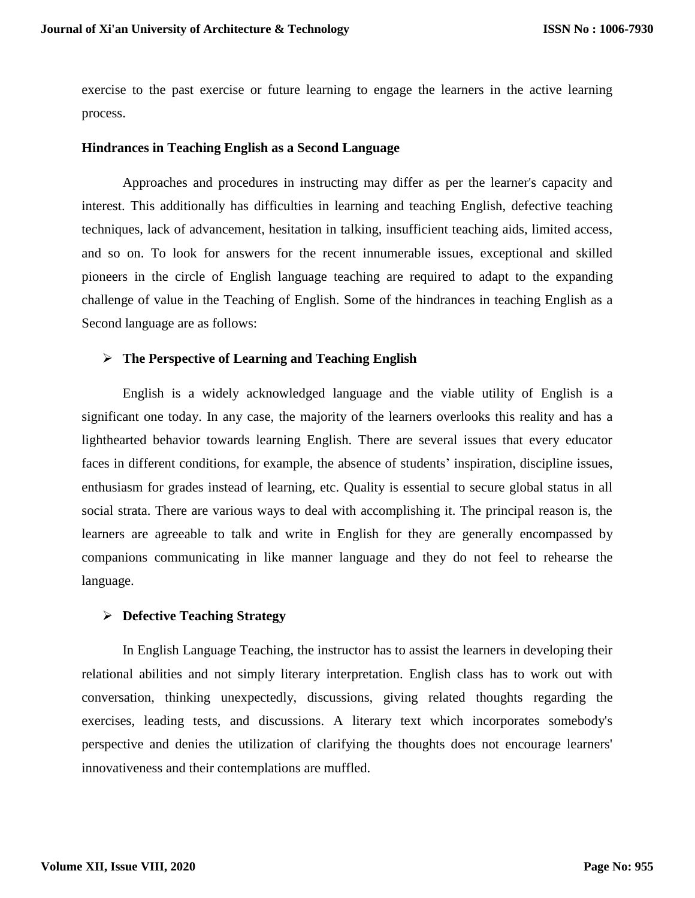exercise to the past exercise or future learning to engage the learners in the active learning process.

**Hindrances in Teaching English as a Second Language**

Approaches and procedures in instructing may differ as per the learner's capacity and interest. This additionally has difficulties in learning and teaching English, defective teaching techniques, lack of advancement, hesitation in talking, insufficient teaching aids, limited access, and so on. To look for answers for the recent innumerable issues, exceptional and skilled pioneers in the circle of English language teaching are required to adapt to the expanding challenge of value in the Teaching of English. Some of the hindrances in teaching English as a Second language are as follows:

- **The Perspective of Learning and Teaching English**

English is a widely acknowledged language and the viable utility of English is a significant one today. In any case, the majority of the learners overlooks this reality and has a lighthearted behavior towards learning English. There are several issues that every educator faces in different conditions, for example, the absence of students' inspiration, discipline issues, enthusiasm for grades instead of learning, etc. Quality is essential to secure global status in all social strata. There are various ways to deal with accomplishing it. The principal reason is, the learners are agreeable to talk and write in English for they are generally encompassed by companions communicating in like manner language and they do not feel to rehearse the language.

- **Defective Teaching Strategy**

In English Language Teaching, the instructor has to assist the learners in developing their relational abilities and not simply literary interpretation. English class has to work out with conversation, thinking unexpectedly, discussions, giving related thoughts regarding the exercises, leading tests, and discussions. A literary text which incorporates somebody's perspective and denies the utilization of clarifying the thoughts does not encourage learners' innovativeness and their contemplations are muffled.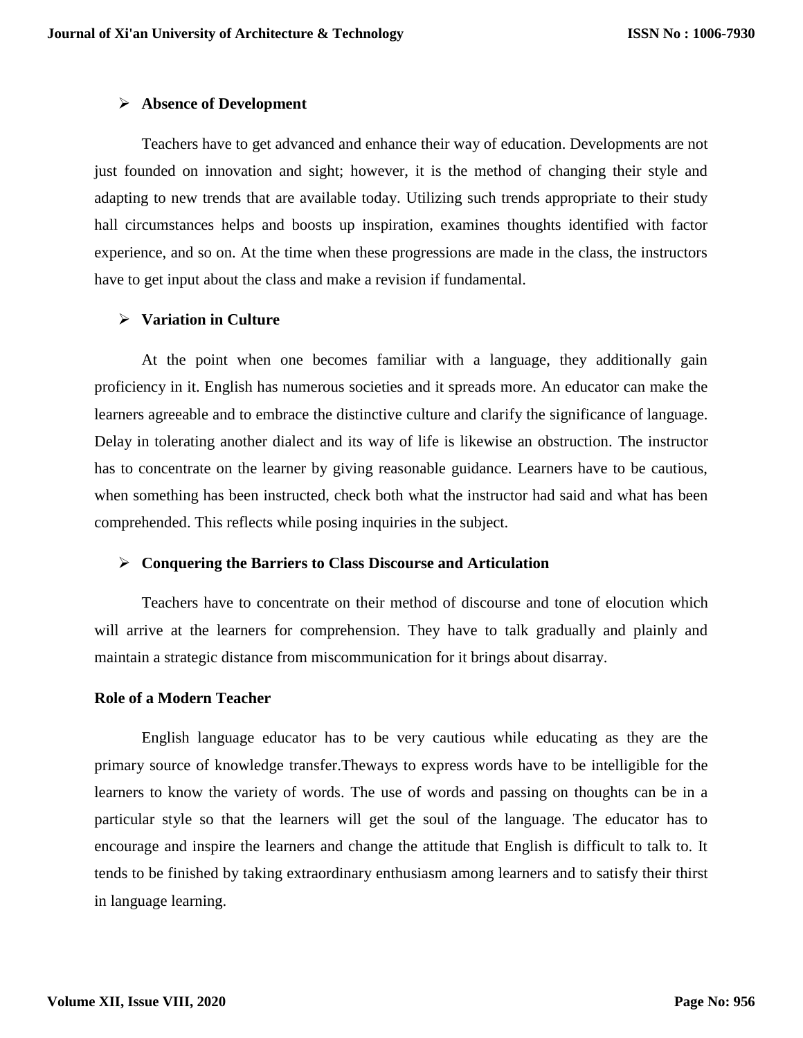- **Absence of Development**

Teachers have to get advanced and enhance their way of education. Developments are not just founded on innovation and sight; however, it is the method of changing their style and adapting to new trends that are available today. Utilizing such trends appropriate to their study hall circumstances helps and boosts up inspiration, examines thoughts identified with factor experience, and so on. At the time when these progressions are made in the class, the instructors have to get input about the class and make a revision if fundamental.

- **Variation in Culture**

At the point when one becomes familiar with a language, they additionally gain proficiency in it. English has numerous societies and it spreads more. An educator can make the learners agreeable and to embrace the distinctive culture and clarify the significance of language. Delay in tolerating another dialect and its way of life is likewise an obstruction. The instructor has to concentrate on the learner by giving reasonable guidance. Learners have to be cautious, when something has been instructed, check both what the instructor had said and what has been comprehended. This reflects while posing inquiries in the subject.

- **Conquering the Barriers to Class Discourse and Articulation**

Teachers have to concentrate on their method of discourse and tone of elocution which will arrive at the learners for comprehension. They have to talk gradually and plainly and maintain a strategic distance from miscommunication for it brings about disarray.

**Role of a Modern Teacher**

English language educator has to be very cautious while educating as they are the primary source of knowledge transfer.Theways to express words have to be intelligible for the learners to know the variety of words. The use of words and passing on thoughts can be in a particular style so that the learners will get the soul of the language. The educator has to encourage and inspire the learners and change the attitude that English is difficult to talk to. It tends to be finished by taking extraordinary enthusiasm among learners and to satisfy their thirst in language learning.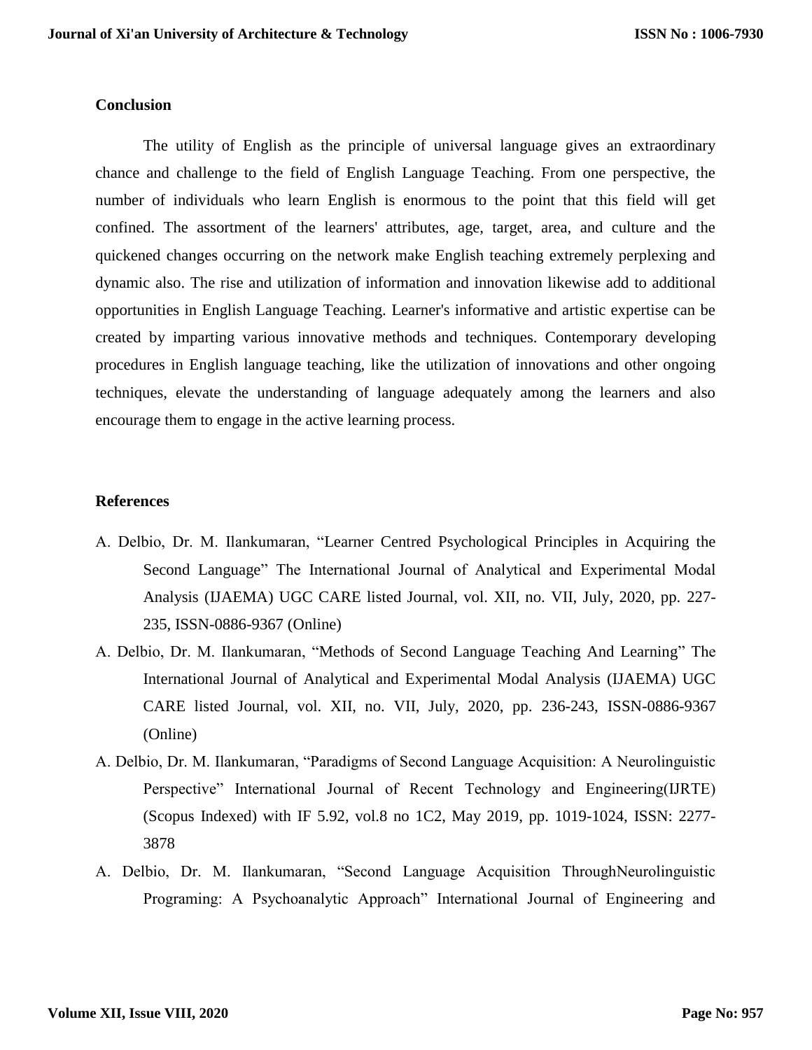## Conclusion

The utility of English as the principle of universal language gives an extraordinary chance and challenge to the field of English Language Teaching. From one perspective, the number of individuals who learn English is enormous to the point that this field will get confined. The assortment of the learners' attributes, age, target, area, and culture and the quickened changes occurring on the network make English teaching extremely perplexing and dynamic also. The rise and utilization of information and innovation likewise add to additional opportunities in English Language Teaching. Learner's informative and artistic expertise can be created by imparting various innovative methods and techniques. Contemporary developing procedures in English language teaching, like the utilization of innovations and other ongoing techniques, elevate the understanding of language adequately among the learners and also encourage them to engage in the active learning process.

## References

A. Delbio, Dr. M. Ilankumaran, "Learner Centred Psychological Principles in Acquiring the Second Language" The International Journal of Analytical and Experimental Modal Analysis (IJAEMA) UGC CARE listed Journal, vol. XII, no. VII, July, 2020, pp. 227-235, ISSN-0886-9367 (Online)

A. Delbio, Dr. M. Ilankumaran, "Methods of Second Language Teaching And Learning" The International Journal of Analytical and Experimental Modal Analysis (IJAEMA) UGC CARE listed Journal, vol. XII, no. VII, July, 2020, pp. 236-243, ISSN-0886-9367 (Online)

A. Delbio, Dr. M. Ilankumaran, "Paradigms of Second Language Acquisition: A Neurolinguistic Perspective" International Journal of Recent Technology and Engineering(IJRTE) (Scopus Indexed) with IF 5.92, vol.8 no 1C2, May 2019, pp. 1019-1024, ISSN: 2277-3878

A. Delbio, Dr. M. Ilankumaran, "Second Language Acquisition ThroughNeurolinguistic Programing: A Psychoanalytic Approach" International Journal of Engineering and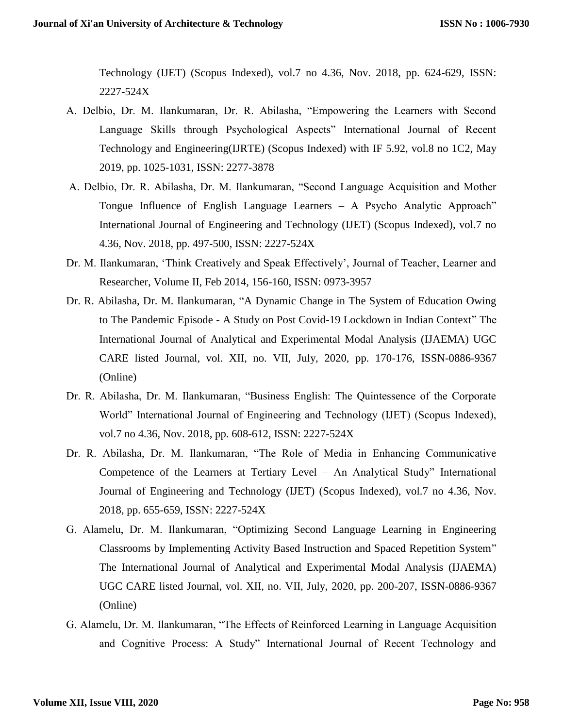Technology (IJET) (Scopus Indexed), vol.7 no 4.36, Nov. 2018, pp. 624-629, ISSN: 2227-524X

A. Delbio, Dr. M. Ilankumaran, Dr. R. Abilasha, "Empowering the Learners with Second Language Skills through Psychological Aspects" International Journal of Recent Technology and Engineering(IJRTE) (Scopus Indexed) with IF 5.92, vol.8 no 1C2, May 2019, pp. 1025-1031, ISSN: 2277-3878

A. Delbio, Dr. R. Abilasha, Dr. M. Ilankumaran, "Second Language Acquisition and Mother Tongue Influence of English Language Learners – A Psycho Analytic Approach" International Journal of Engineering and Technology (IJET) (Scopus Indexed), vol.7 no 4.36, Nov. 2018, pp. 497-500, ISSN: 2227-524X

Dr. M. Ilankumaran, 'Think Creatively and Speak Effectively', Journal of Teacher, Learner and Researcher, Volume II, Feb 2014, 156-160, ISSN: 0973-3957

Dr. R. Abilasha, Dr. M. Ilankumaran, "A Dynamic Change in The System of Education Owing to The Pandemic Episode - A Study on Post Covid-19 Lockdown in Indian Context" The International Journal of Analytical and Experimental Modal Analysis (IJAEMA) UGC CARE listed Journal, vol. XII, no. VII, July, 2020, pp. 170-176, ISSN-0886-9367 (Online)

Dr. R. Abilasha, Dr. M. Ilankumaran, "Business English: The Quintessence of the Corporate World" International Journal of Engineering and Technology (IJET) (Scopus Indexed), vol.7 no 4.36, Nov. 2018, pp. 608-612, ISSN: 2227-524X

Dr. R. Abilasha, Dr. M. Ilankumaran, "The Role of Media in Enhancing Communicative Competence of the Learners at Tertiary Level – An Analytical Study" International Journal of Engineering and Technology (IJET) (Scopus Indexed), vol.7 no 4.36, Nov. 2018, pp. 655-659, ISSN: 2227-524X

G. Alamelu, Dr. M. Ilankumaran, "Optimizing Second Language Learning in Engineering Classrooms by Implementing Activity Based Instruction and Spaced Repetition System" The International Journal of Analytical and Experimental Modal Analysis (IJAEMA) UGC CARE listed Journal, vol. XII, no. VII, July, 2020, pp. 200-207, ISSN-0886-9367 (Online)

G. Alamelu, Dr. M. Ilankumaran, "The Effects of Reinforced Learning in Language Acquisition and Cognitive Process: A Study" International Journal of Recent Technology and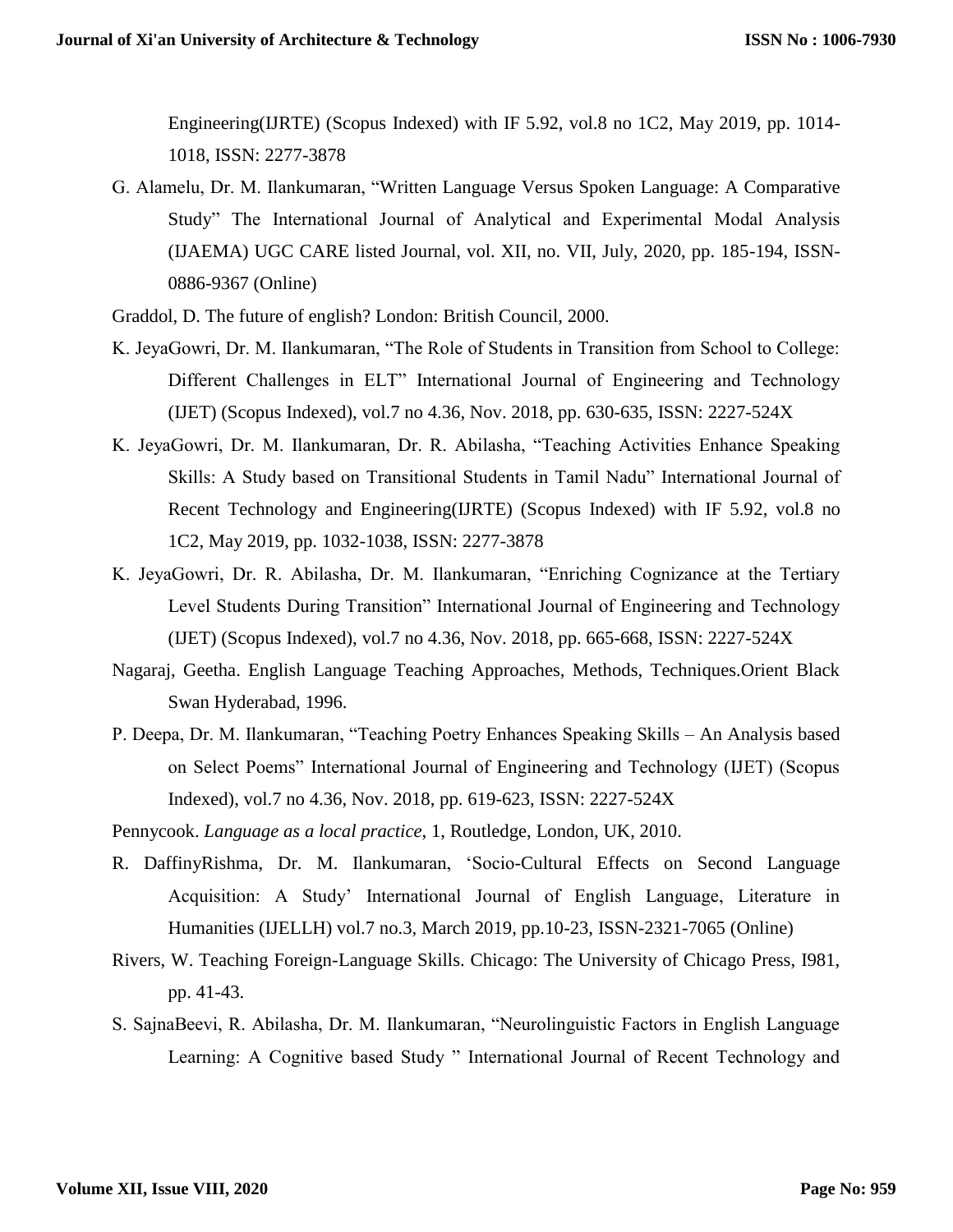Engineering(IJRTE) (Scopus Indexed) with IF 5.92, vol.8 no 1C2, May 2019, pp. 1014-1018, ISSN: 2277-3878

G. Alamelu, Dr. M. Ilankumaran, "Written Language Versus Spoken Language: A Comparative Study" The International Journal of Analytical and Experimental Modal Analysis (IJAEMA) UGC CARE listed Journal, vol. XII, no. VII, July, 2020, pp. 185-194, ISSN-0886-9367 (Online)

Graddol, D. The future of english? London: British Council, 2000.

K. JeyaGowri, Dr. M. Ilankumaran, "The Role of Students in Transition from School to College: Different Challenges in ELT" International Journal of Engineering and Technology (IJET) (Scopus Indexed), vol.7 no 4.36, Nov. 2018, pp. 630-635, ISSN: 2227-524X

K. JeyaGowri, Dr. M. Ilankumaran, Dr. R. Abilasha, "Teaching Activities Enhance Speaking Skills: A Study based on Transitional Students in Tamil Nadu" International Journal of Recent Technology and Engineering(IJRTE) (Scopus Indexed) with IF 5.92, vol.8 no 1C2, May 2019, pp. 1032-1038, ISSN: 2277-3878

K. JeyaGowri, Dr. R. Abilasha, Dr. M. Ilankumaran, "Enriching Cognizance at the Tertiary Level Students During Transition" International Journal of Engineering and Technology (IJET) (Scopus Indexed), vol.7 no 4.36, Nov. 2018, pp. 665-668, ISSN: 2227-524X

Nagaraj, Geetha. English Language Teaching Approaches, Methods, Techniques.Orient Black Swan Hyderabad, 1996.

P. Deepa, Dr. M. Ilankumaran, "Teaching Poetry Enhances Speaking Skills – An Analysis based on Select Poems" International Journal of Engineering and Technology (IJET) (Scopus Indexed), vol.7 no 4.36, Nov. 2018, pp. 619-623, ISSN: 2227-524X

Pennycook. *Language as a local practice*, 1, Routledge, London, UK, 2010.

R. DaffinyRishma, Dr. M. Ilankumaran, 'Socio-Cultural Effects on Second Language Acquisition: A Study' International Journal of English Language, Literature in Humanities (IJELLH) vol.7 no.3, March 2019, pp.10-23, ISSN-2321-7065 (Online)

Rivers, W. Teaching Foreign-Language Skills. Chicago: The University of Chicago Press, I981, pp. 41-43.

S. SajnaBeevi, R. Abilasha, Dr. M. Ilankumaran, "Neurolinguistic Factors in English Language Learning: A Cognitive based Study " International Journal of Recent Technology and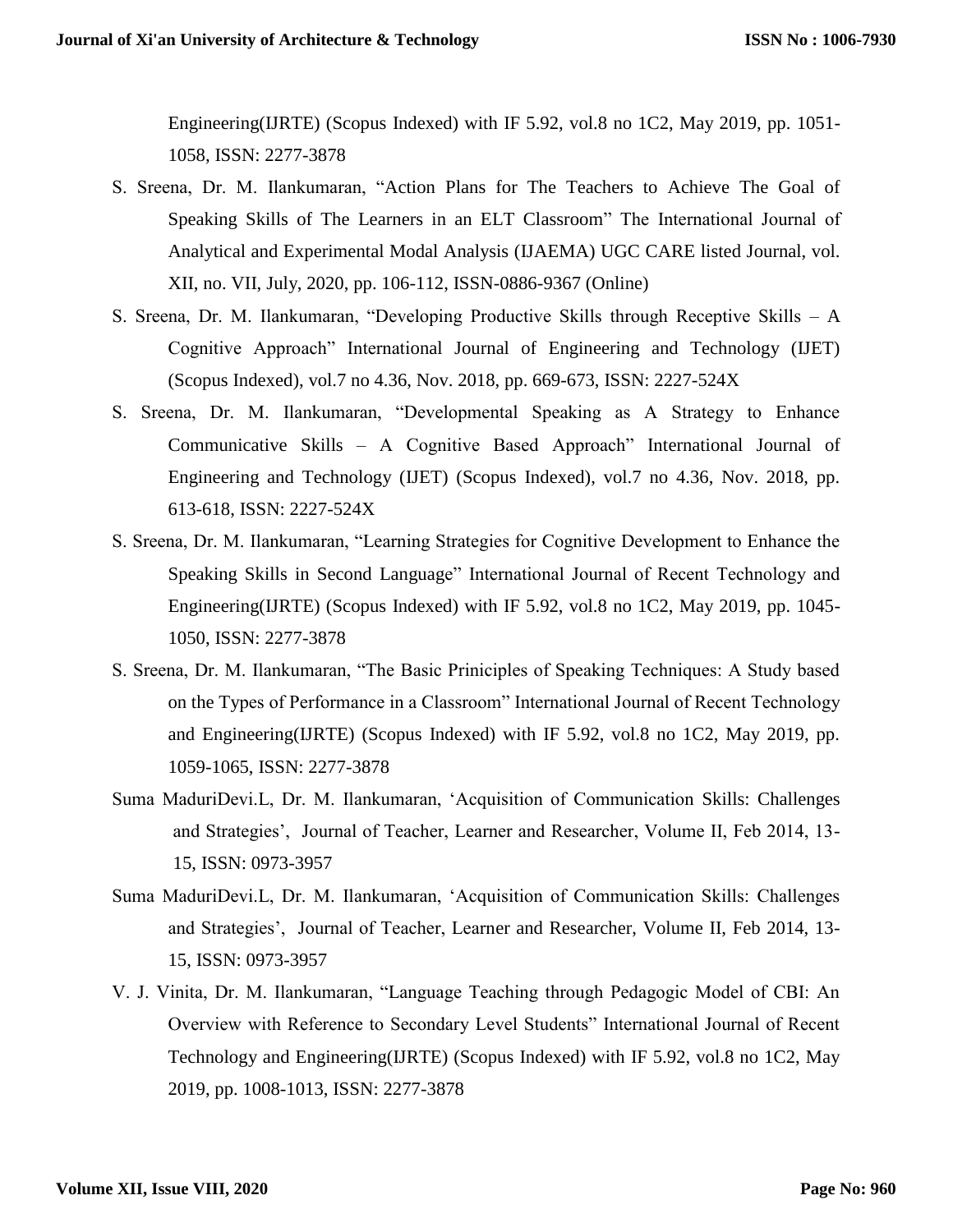Engineering(IJRTE) (Scopus Indexed) with IF 5.92, vol.8 no 1C2, May 2019, pp. 1051-1058, ISSN: 2277-3878

S. Sreena, Dr. M. Ilankumaran, "Action Plans for The Teachers to Achieve The Goal of Speaking Skills of The Learners in an ELT Classroom" The International Journal of Analytical and Experimental Modal Analysis (IJAEMA) UGC CARE listed Journal, vol. XII, no. VII, July, 2020, pp. 106-112, ISSN-0886-9367 (Online)

S. Sreena, Dr. M. Ilankumaran, "Developing Productive Skills through Receptive Skills – A Cognitive Approach" International Journal of Engineering and Technology (IJET) (Scopus Indexed), vol.7 no 4.36, Nov. 2018, pp. 669-673, ISSN: 2227-524X

S. Sreena, Dr. M. Ilankumaran, "Developmental Speaking as A Strategy to Enhance Communicative Skills – A Cognitive Based Approach" International Journal of Engineering and Technology (IJET) (Scopus Indexed), vol.7 no 4.36, Nov. 2018, pp. 613-618, ISSN: 2227-524X

S. Sreena, Dr. M. Ilankumaran, "Learning Strategies for Cognitive Development to Enhance the Speaking Skills in Second Language" International Journal of Recent Technology and Engineering(IJRTE) (Scopus Indexed) with IF 5.92, vol.8 no 1C2, May 2019, pp. 1045-1050, ISSN: 2277-3878

S. Sreena, Dr. M. Ilankumaran, "The Basic Priniciples of Speaking Techniques: A Study based on the Types of Performance in a Classroom" International Journal of Recent Technology and Engineering(IJRTE) (Scopus Indexed) with IF 5.92, vol.8 no 1C2, May 2019, pp. 1059-1065, ISSN: 2277-3878

Suma MaduriDevi.L, Dr. M. Ilankumaran, 'Acquisition of Communication Skills: Challenges and Strategies', Journal of Teacher, Learner and Researcher, Volume II, Feb 2014, 13-15, ISSN: 0973-3957

Suma MaduriDevi.L, Dr. M. Ilankumaran, 'Acquisition of Communication Skills: Challenges and Strategies', Journal of Teacher, Learner and Researcher, Volume II, Feb 2014, 13-15, ISSN: 0973-3957

V. J. Vinita, Dr. M. Ilankumaran, "Language Teaching through Pedagogic Model of CBI: An Overview with Reference to Secondary Level Students" International Journal of Recent Technology and Engineering(IJRTE) (Scopus Indexed) with IF 5.92, vol.8 no 1C2, May 2019, pp. 1008-1013, ISSN: 2277-3878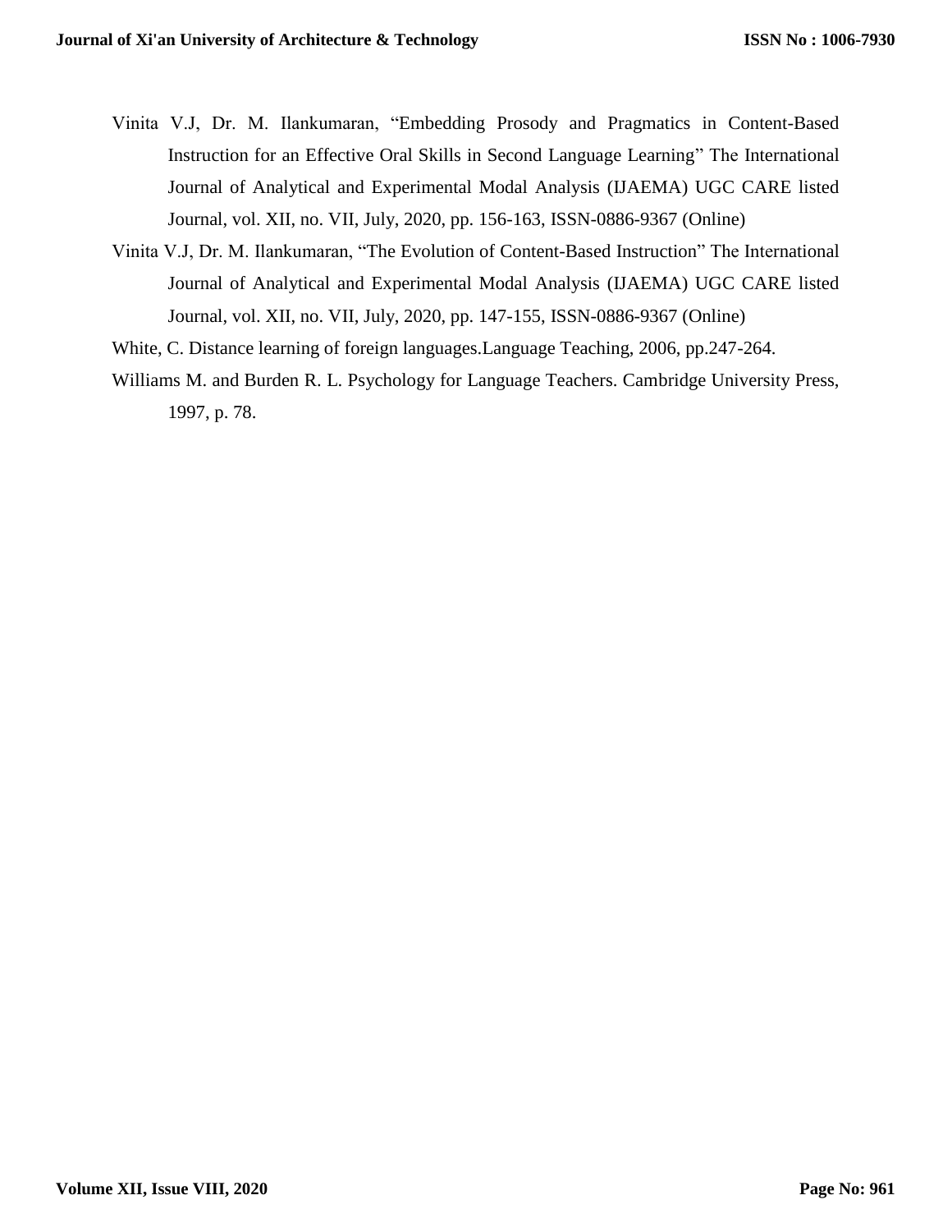Vinita V.J, Dr. M. Ilankumaran, "Embedding Prosody and Pragmatics in Content-Based Instruction for an Effective Oral Skills in Second Language Learning" The International Journal of Analytical and Experimental Modal Analysis (IJAEMA) UGC CARE listed Journal, vol. XII, no. VII, July, 2020, pp. 156-163, ISSN-0886-9367 (Online)

Vinita V.J, Dr. M. Ilankumaran, "The Evolution of Content-Based Instruction" The International Journal of Analytical and Experimental Modal Analysis (IJAEMA) UGC CARE listed Journal, vol. XII, no. VII, July, 2020, pp. 147-155, ISSN-0886-9367 (Online)

White, C. Distance learning of foreign languages.Language Teaching, 2006, pp.247-264.

Williams M. and Burden R. L. Psychology for Language Teachers. Cambridge University Press, 1997, p. 78.